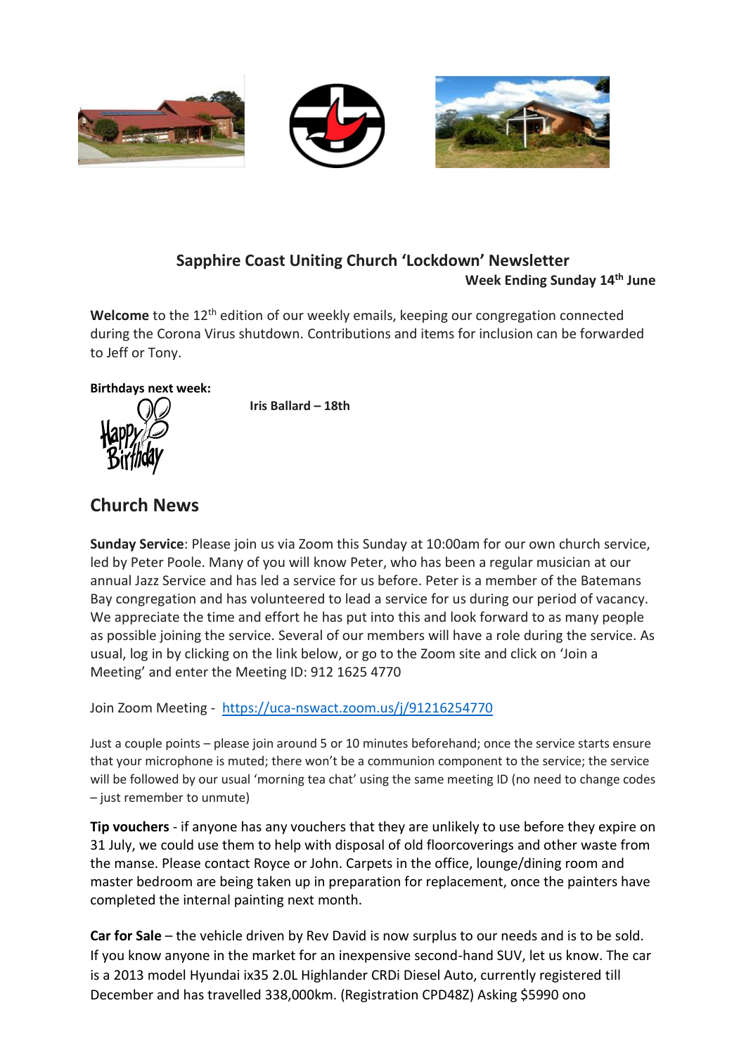## Sapphire Coast Uniting Church 'Lockdown' Newsletter

**Week Ending Sunday 14th June**

**Welcome** to the 12th edition of our weekly emails, keeping our congregation connected during the Corona Virus shutdown. Contributions and items for inclusion can be forwarded to Jeff or Tony.

**Birthdays next week:**

**Iris Ballard – 18th**

## Church News

**Sunday Service**: Please join us via Zoom this Sunday at 10:00am for our own church service, led by Peter Poole. Many of you will know Peter, who has been a regular musician at our annual Jazz Service and has led a service for us before. Peter is a member of the Batemans Bay congregation and has volunteered to lead a service for us during our period of vacancy. We appreciate the time and effort he has put into this and look forward to as many people as possible joining the service. Several of our members will have a role during the service. As usual, log in by clicking on the link below, or go to the Zoom site and click on 'Join a Meeting' and enter the Meeting ID: 912 1625 4770

Join Zoom Meeting - https://uca-nswact.zoom.us/j/91216254770

Just a couple points – please join around 5 or 10 minutes beforehand; once the service starts ensure that your microphone is muted; there won't be a communion component to the service; the service will be followed by our usual 'morning tea chat' using the same meeting ID (no need to change codes – just remember to unmute)

**Tip vouchers** - if anyone has any vouchers that they are unlikely to use before they expire on 31 July, we could use them to help with disposal of old floorcoverings and other waste from the manse. Please contact Royce or John. Carpets in the office, lounge/dining room and master bedroom are being taken up in preparation for replacement, once the painters have completed the internal painting next month.

**Car for Sale** – the vehicle driven by Rev David is now surplus to our needs and is to be sold. If you know anyone in the market for an inexpensive second-hand SUV, let us know. The car is a 2013 model Hyundai ix35 2.0L Highlander CRDi Diesel Auto, currently registered till December and has travelled 338,000km. (Registration CPD48Z) Asking $5990 ono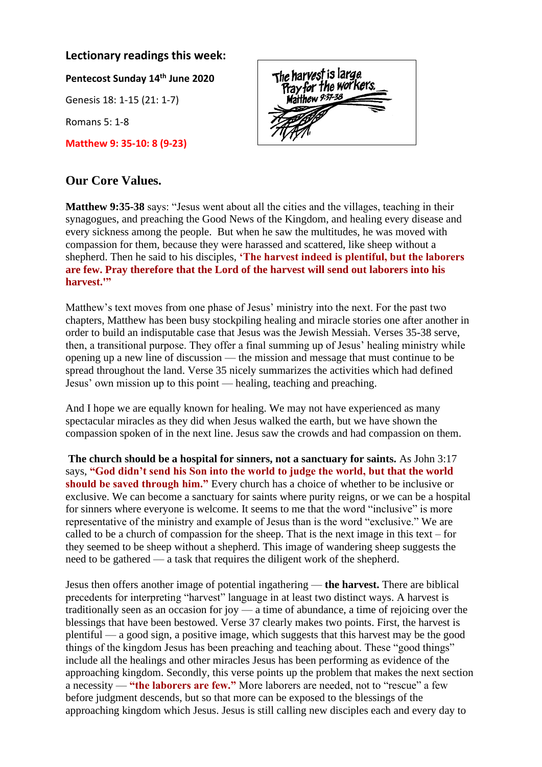## Lectionary readings this week:

**Pentecost Sunday 14th June 2020**

Genesis 18: 1-15 (21: 1-7)

Romans 5: 1-8

**Matthew 9: 35-10: 8 (9-23)**

## Our Core Values.

**Matthew 9:35-38** says: "Jesus went about all the cities and the villages, teaching in their synagogues, and preaching the Good News of the Kingdom, and healing every disease and every sickness among the people. But when he saw the multitudes, he was moved with compassion for them, because they were harassed and scattered, like sheep without a shepherd. Then he said to his disciples, **'The harvest indeed is plentiful, but the laborers are few. Pray therefore that the Lord of the harvest will send out laborers into his harvest.'"**

Matthew's text moves from one phase of Jesus' ministry into the next. For the past two chapters, Matthew has been busy stockpiling healing and miracle stories one after another in order to build an indisputable case that Jesus was the Jewish Messiah. Verses 35-38 serve, then, a transitional purpose. They offer a final summing up of Jesus' healing ministry while opening up a new line of discussion — the mission and message that must continue to be spread throughout the land. Verse 35 nicely summarizes the activities which had defined Jesus' own mission up to this point — healing, teaching and preaching.

And I hope we are equally known for healing. We may not have experienced as many spectacular miracles as they did when Jesus walked the earth, but we have shown the compassion spoken of in the next line. Jesus saw the crowds and had compassion on them.

**The church should be a hospital for sinners, not a sanctuary for saints.** As John 3:17 says, **"God didn't send his Son into the world to judge the world, but that the world should be saved through him."** Every church has a choice of whether to be inclusive or exclusive. We can become a sanctuary for saints where purity reigns, or we can be a hospital for sinners where everyone is welcome. It seems to me that the word "inclusive" is more representative of the ministry and example of Jesus than is the word "exclusive." We are called to be a church of compassion for the sheep. That is the next image in this text – for they seemed to be sheep without a shepherd. This image of wandering sheep suggests the need to be gathered — a task that requires the diligent work of the shepherd.

Jesus then offers another image of potential ingathering — **the harvest.** There are biblical precedents for interpreting "harvest" language in at least two distinct ways. A harvest is traditionally seen as an occasion for joy — a time of abundance, a time of rejoicing over the blessings that have been bestowed. Verse 37 clearly makes two points. First, the harvest is plentiful — a good sign, a positive image, which suggests that this harvest may be the good things of the kingdom Jesus has been preaching and teaching about. These "good things" include all the healings and other miracles Jesus has been performing as evidence of the approaching kingdom. Secondly, this verse points up the problem that makes the next section a necessity — **"the laborers are few."** More laborers are needed, not to "rescue" a few before judgment descends, but so that more can be exposed to the blessings of the approaching kingdom which Jesus. Jesus is still calling new disciples each and every day to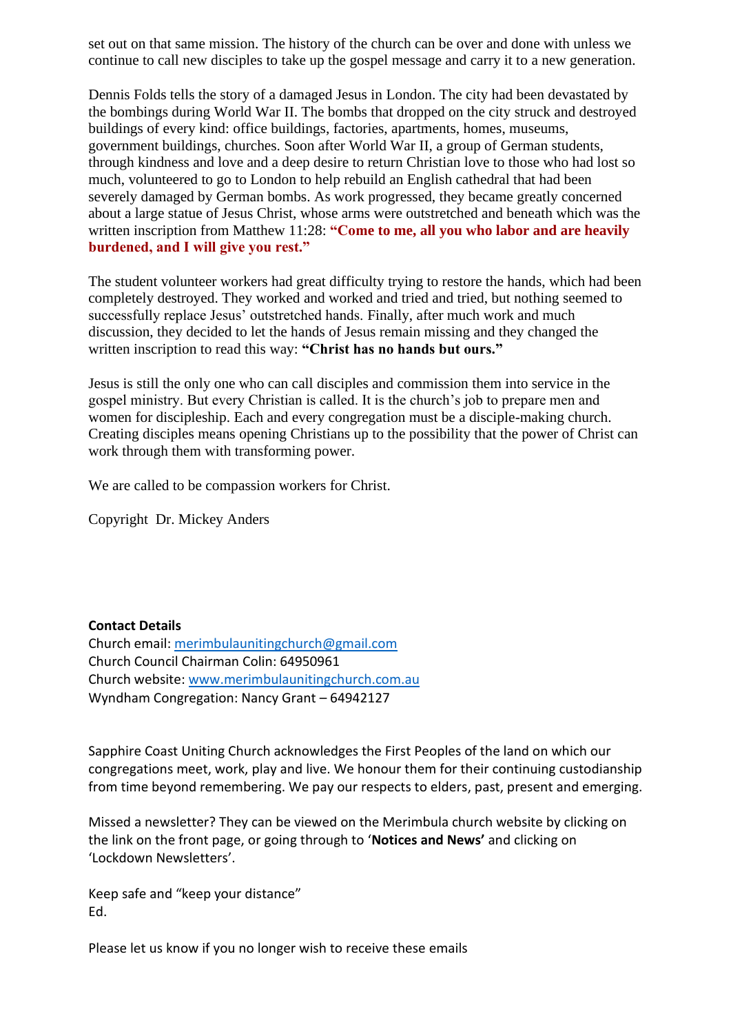set out on that same mission. The history of the church can be over and done with unless we continue to call new disciples to take up the gospel message and carry it to a new generation.

Dennis Folds tells the story of a damaged Jesus in London. The city had been devastated by the bombings during World War II. The bombs that dropped on the city struck and destroyed buildings of every kind: office buildings, factories, apartments, homes, museums, government buildings, churches. Soon after World War II, a group of German students, through kindness and love and a deep desire to return Christian love to those who had lost so much, volunteered to go to London to help rebuild an English cathedral that had been severely damaged by German bombs. As work progressed, they became greatly concerned about a large statue of Jesus Christ, whose arms were outstretched and beneath which was the written inscription from Matthew 11:28: **"Come to me, all you who labor and are heavily burdened, and I will give you rest."**

The student volunteer workers had great difficulty trying to restore the hands, which had been completely destroyed. They worked and worked and tried and tried, but nothing seemed to successfully replace Jesus' outstretched hands. Finally, after much work and much discussion, they decided to let the hands of Jesus remain missing and they changed the written inscription to read this way: **"Christ has no hands but ours."**

Jesus is still the only one who can call disciples and commission them into service in the gospel ministry. But every Christian is called. It is the church's job to prepare men and women for discipleship. Each and every congregation must be a disciple-making church. Creating disciples means opening Christians up to the possibility that the power of Christ can work through them with transforming power.

We are called to be compassion workers for Christ.

Copyright Dr. Mickey Anders

**Contact Details**
Church email: merimbulaunitingchurch@gmail.com
Church Council Chairman Colin: 64950961
Church website: www.merimbulaunitingchurch.com.au
Wyndham Congregation: Nancy Grant – 64942127

Sapphire Coast Uniting Church acknowledges the First Peoples of the land on which our congregations meet, work, play and live. We honour them for their continuing custodianship from time beyond remembering. We pay our respects to elders, past, present and emerging.

Missed a newsletter? They can be viewed on the Merimbula church website by clicking on the link on the front page, or going through to '**Notices and News'** and clicking on 'Lockdown Newsletters'.

Keep safe and "keep your distance"
Ed.

Please let us know if you no longer wish to receive these emails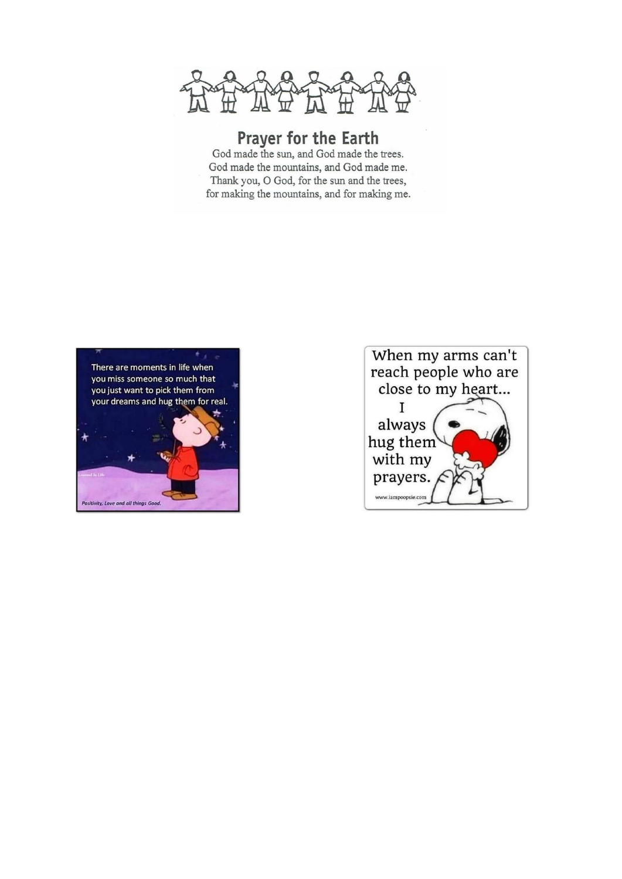## Prayer for the Earth

God made the sun, and God made the trees.
God made the mountains, and God made me.
Thank you, O God, for the sun and the trees,
for making the mountains, and for making me.

There are moments in life when you miss someone so much that you just want to pick them from your dreams and hug them for real.

*Positivity, Love and all things Good.*

When my arms can't reach people who are close to my heart... I always hug them with my prayers.

www.iampoopsie.com